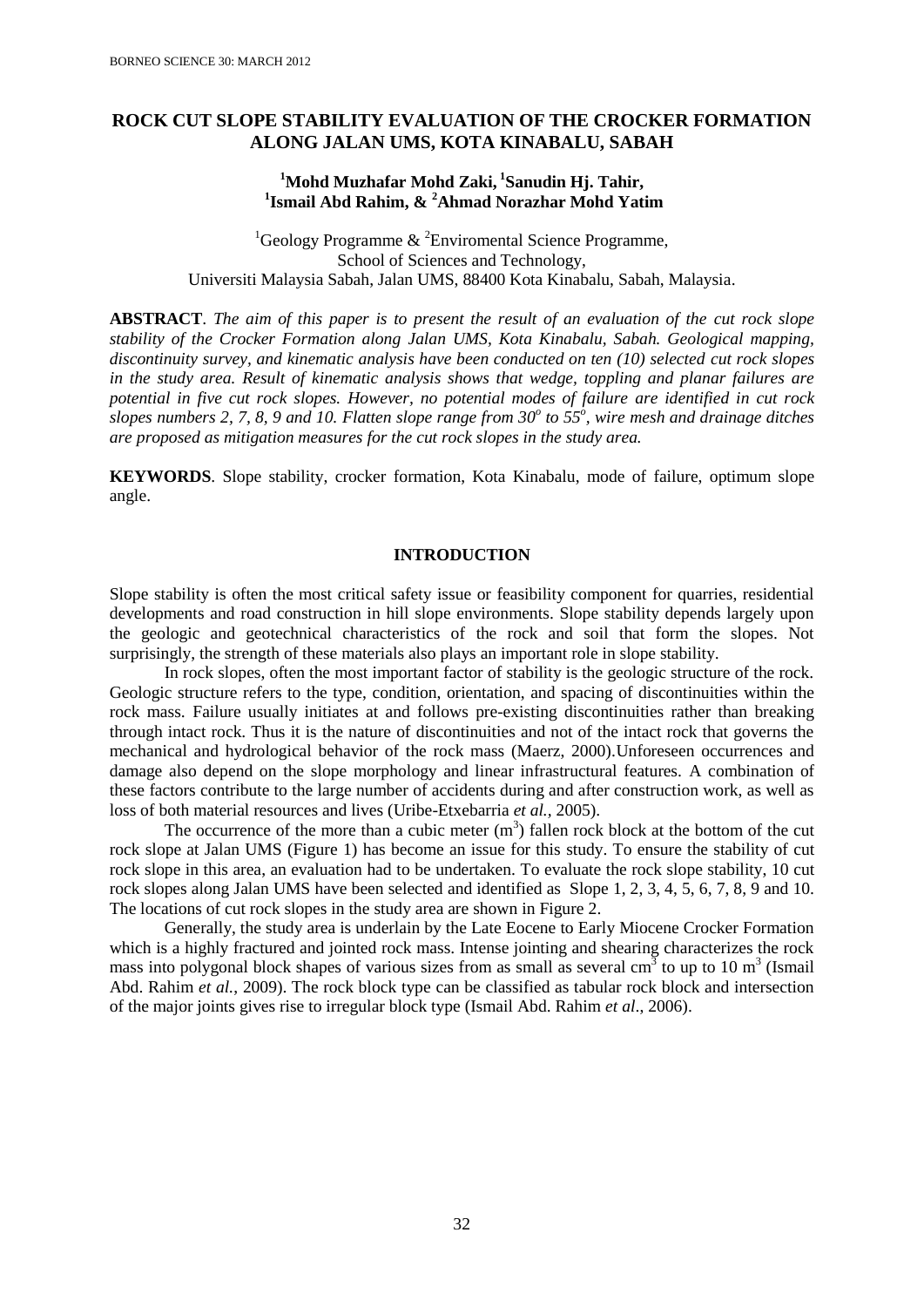# ROCK CUT SLOPE STABILITY EVALUATION OF THE CROCKER FORMATION ALONG JALAN UMS, KOTA KINABALU, SABAH

**[1]Mohd Muzhafar Mohd Zaki, [1]Sanudin Hj. Tahir, [1]Ismail Abd Rahim, & [2]Ahmad Norazhar Mohd Yatim**

[1]Geology Programme & [2]Enviromental Science Programme,
School of Sciences and Technology,
Universiti Malaysia Sabah, Jalan UMS, 88400 Kota Kinabalu, Sabah, Malaysia.

**ABSTRACT**. *The aim of this paper is to present the result of an evaluation of the cut rock slope stability of the Crocker Formation along Jalan UMS, Kota Kinabalu, Sabah. Geological mapping, discontinuity survey, and kinematic analysis have been conducted on ten (10) selected cut rock slopes in the study area. Result of kinematic analysis shows that wedge, toppling and planar failures are potential in five cut rock slopes. However, no potential modes of failure are identified in cut rock slopes numbers 2, 7, 8, 9 and 10. Flatten slope range from $30^o$ to $55^o$, wire mesh and drainage ditches are proposed as mitigation measures for the cut rock slopes in the study area.*

**KEYWORDS**. Slope stability, crocker formation, Kota Kinabalu, mode of failure, optimum slope angle.

## INTRODUCTION

Slope stability is often the most critical safety issue or feasibility component for quarries, residential developments and road construction in hill slope environments. Slope stability depends largely upon the geologic and geotechnical characteristics of the rock and soil that form the slopes. Not surprisingly, the strength of these materials also plays an important role in slope stability.

In rock slopes, often the most important factor of stability is the geologic structure of the rock. Geologic structure refers to the type, condition, orientation, and spacing of discontinuities within the rock mass. Failure usually initiates at and follows pre-existing discontinuities rather than breaking through intact rock. Thus it is the nature of discontinuities and not of the intact rock that governs the mechanical and hydrological behavior of the rock mass (Maerz, 2000).Unforeseen occurrences and damage also depend on the slope morphology and linear infrastructural features. A combination of these factors contribute to the large number of accidents during and after construction work, as well as loss of both material resources and lives (Uribe-Etxebarria *et al.*, 2005).

The occurrence of the more than a cubic meter ($m^3$) fallen rock block at the bottom of the cut rock slope at Jalan UMS (Figure 1) has become an issue for this study. To ensure the stability of cut rock slope in this area, an evaluation had to be undertaken. To evaluate the rock slope stability, 10 cut rock slopes along Jalan UMS have been selected and identified as Slope 1, 2, 3, 4, 5, 6, 7, 8, 9 and 10. The locations of cut rock slopes in the study area are shown in Figure 2.

Generally, the study area is underlain by the Late Eocene to Early Miocene Crocker Formation which is a highly fractured and jointed rock mass. Intense jointing and shearing characterizes the rock mass into polygonal block shapes of various sizes from as small as several $cm^3$ to up to 10 $m^3$ (Ismail Abd. Rahim *et al.*, 2009). The rock block type can be classified as tabular rock block and intersection of the major joints gives rise to irregular block type (Ismail Abd. Rahim *et al*., 2006).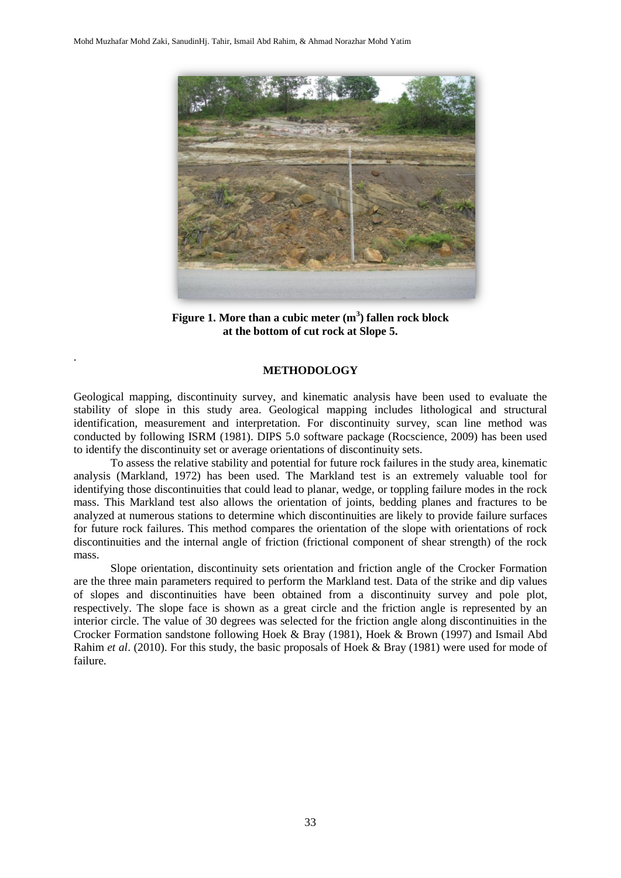**Figure 1. More than a cubic meter ($m^3$) fallen rock block at the bottom of cut rock at Slope 5.**

## METHODOLOGY

Geological mapping, discontinuity survey, and kinematic analysis have been used to evaluate the stability of slope in this study area. Geological mapping includes lithological and structural identification, measurement and interpretation. For discontinuity survey, scan line method was conducted by following ISRM (1981). DIPS 5.0 software package (Rocscience, 2009) has been used to identify the discontinuity set or average orientations of discontinuity sets.

To assess the relative stability and potential for future rock failures in the study area, kinematic analysis (Markland, 1972) has been used. The Markland test is an extremely valuable tool for identifying those discontinuities that could lead to planar, wedge, or toppling failure modes in the rock mass. This Markland test also allows the orientation of joints, bedding planes and fractures to be analyzed at numerous stations to determine which discontinuities are likely to provide failure surfaces for future rock failures. This method compares the orientation of the slope with orientations of rock discontinuities and the internal angle of friction (frictional component of shear strength) of the rock mass.

Slope orientation, discontinuity sets orientation and friction angle of the Crocker Formation are the three main parameters required to perform the Markland test. Data of the strike and dip values of slopes and discontinuities have been obtained from a discontinuity survey and pole plot, respectively. The slope face is shown as a great circle and the friction angle is represented by an interior circle. The value of 30 degrees was selected for the friction angle along discontinuities in the Crocker Formation sandstone following Hoek & Bray (1981), Hoek & Brown (1997) and Ismail Abd Rahim *et al*. (2010). For this study, the basic proposals of Hoek & Bray (1981) were used for mode of failure.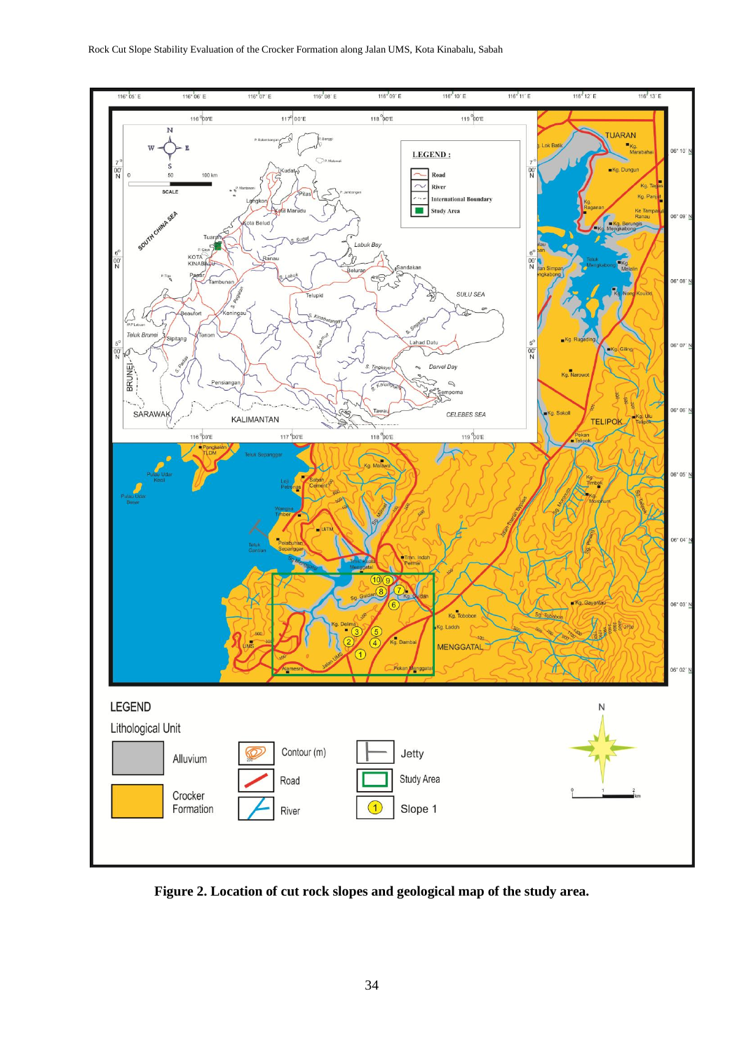**Figure 2. Location of cut rock slopes and geological map of the study area.**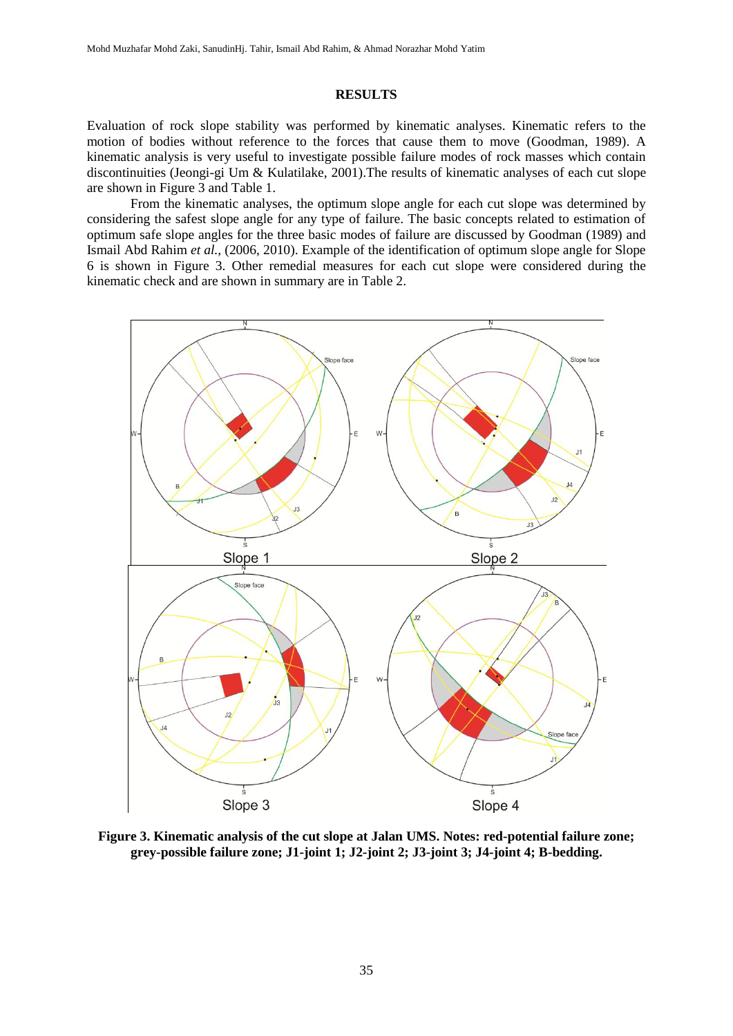## RESULTS

Evaluation of rock slope stability was performed by kinematic analyses. Kinematic refers to the motion of bodies without reference to the forces that cause them to move (Goodman, 1989). A kinematic analysis is very useful to investigate possible failure modes of rock masses which contain discontinuities (Jeongi-gi Um & Kulatilake, 2001).The results of kinematic analyses of each cut slope are shown in Figure 3 and Table 1.

From the kinematic analyses, the optimum slope angle for each cut slope was determined by considering the safest slope angle for any type of failure. The basic concepts related to estimation of optimum safe slope angles for the three basic modes of failure are discussed by Goodman (1989) and Ismail Abd Rahim *et al.*, (2006, 2010). Example of the identification of optimum slope angle for Slope 6 is shown in Figure 3. Other remedial measures for each cut slope were considered during the kinematic check and are shown in summary are in Table 2.

**Figure 3. Kinematic analysis of the cut slope at Jalan UMS. Notes: red-potential failure zone; grey-possible failure zone; J1-joint 1; J2-joint 2; J3-joint 3; J4-joint 4; B-bedding.**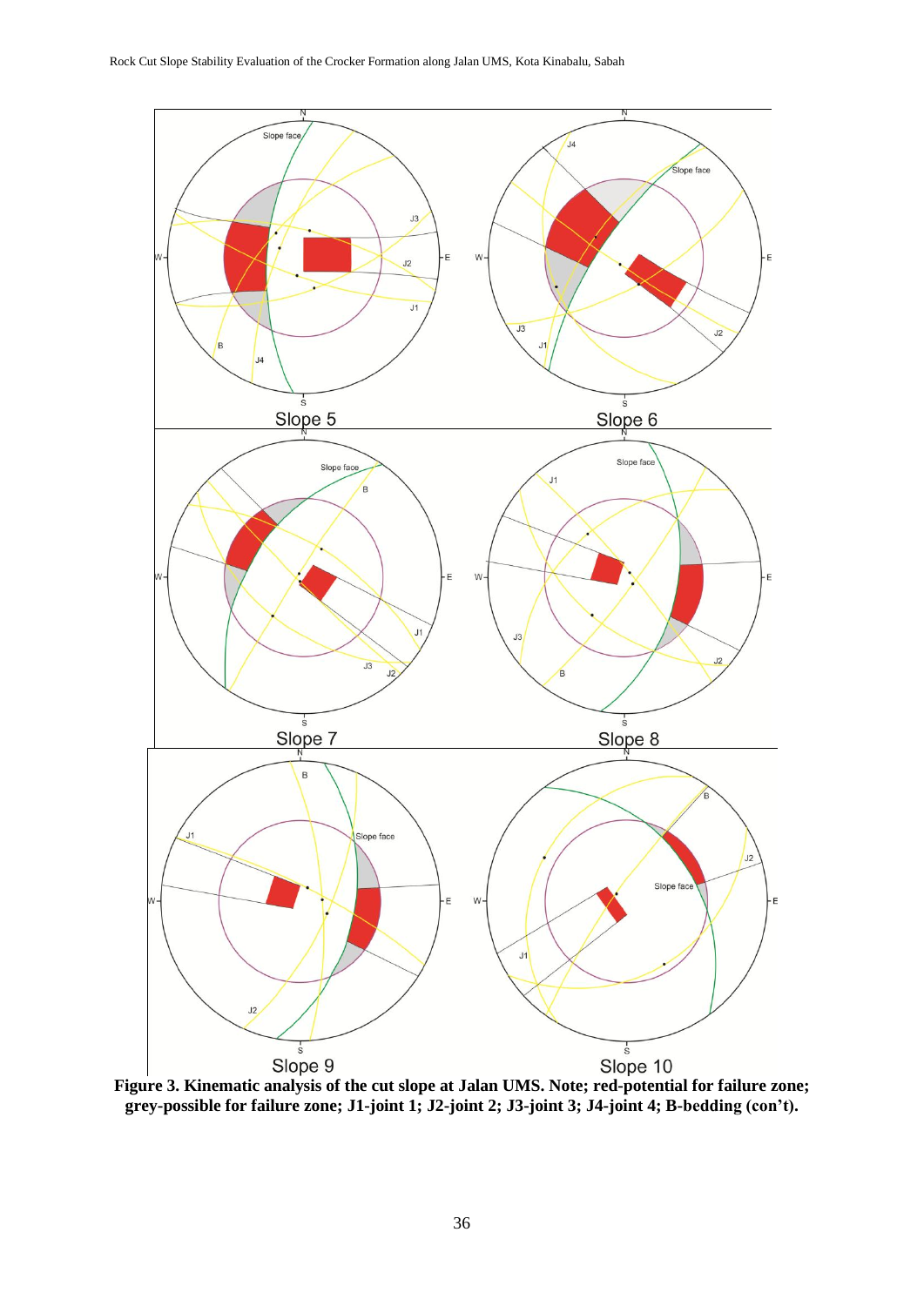**Figure 3. Kinematic analysis of the cut slope at Jalan UMS. Note; red-potential for failure zone; grey-possible for failure zone; J1-joint 1; J2-joint 2; J3-joint 3; J4-joint 4; B-bedding (con't).**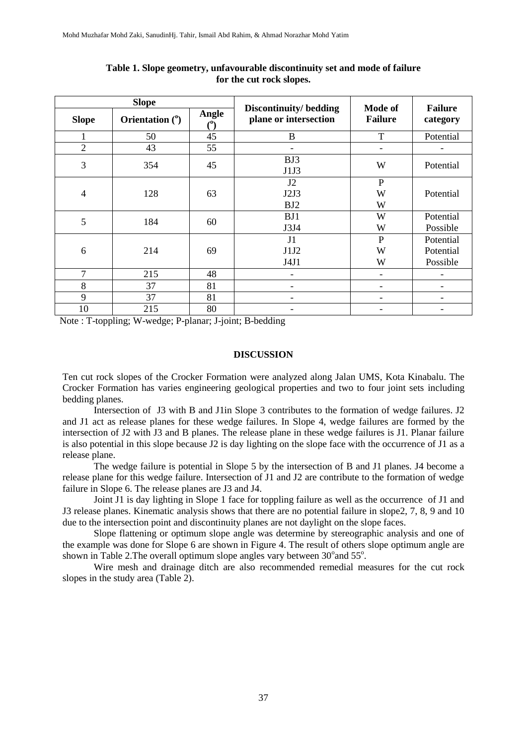**Table 1. Slope geometry, unfavourable discontinuity set and mode of failure for the cut rock slopes.**

| Slope | | | Discontinuity/ bedding plane or intersection | Mode of Failure | Failure category |
|---|---|---|---|---|---|
| Slope | Orientation (°) | Angle (°) | | | |
| 1 | 50 | 45 | B | T | Potential |
| 2 | 43 | 55 | - | - | - |
| 3 | 354 | 45 | BJ3<br>J1J3 | W | Potential |
| 4 | 128 | 63 | J2<br>J2J3<br>BJ2 | P<br>W<br>W | Potential |
| 5 | 184 | 60 | BJ1<br>J3J4 | W<br>W | Potential<br>Possible |
| 6 | 214 | 69 | J1<br>J1J2<br>J4J1 | P<br>W<br>W | Potential<br>Potential<br>Possible |
| 7 | 215 | 48 | - | - | - |
| 8 | 37 | 81 | - | - | - |
| 9 | 37 | 81 | - | - | - |
| 10 | 215 | 80 | - | - | - |

Note : T-toppling; W-wedge; P-planar; J-joint; B-bedding

## DISCUSSION

Ten cut rock slopes of the Crocker Formation were analyzed along Jalan UMS, Kota Kinabalu. The Crocker Formation has varies engineering geological properties and two to four joint sets including bedding planes.

Intersection of J3 with B and J1in Slope 3 contributes to the formation of wedge failures. J2 and J1 act as release planes for these wedge failures. In Slope 4, wedge failures are formed by the intersection of J2 with J3 and B planes. The release plane in these wedge failures is J1. Planar failure is also potential in this slope because J2 is day lighting on the slope face with the occurrence of J1 as a release plane.

The wedge failure is potential in Slope 5 by the intersection of B and J1 planes. J4 become a release plane for this wedge failure. Intersection of J1 and J2 are contribute to the formation of wedge failure in Slope 6. The release planes are J3 and J4.

Joint J1 is day lighting in Slope 1 face for toppling failure as well as the occurrence of J1 and J3 release planes. Kinematic analysis shows that there are no potential failure in slope2, 7, 8, 9 and 10 due to the intersection point and discontinuity planes are not daylight on the slope faces.

Slope flattening or optimum slope angle was determine by stereographic analysis and one of the example was done for Slope 6 are shown in Figure 4. The result of others slope optimum angle are shown in Table 2.The overall optimum slope angles vary between 30°and 55°.

Wire mesh and drainage ditch are also recommended remedial measures for the cut rock slopes in the study area (Table 2).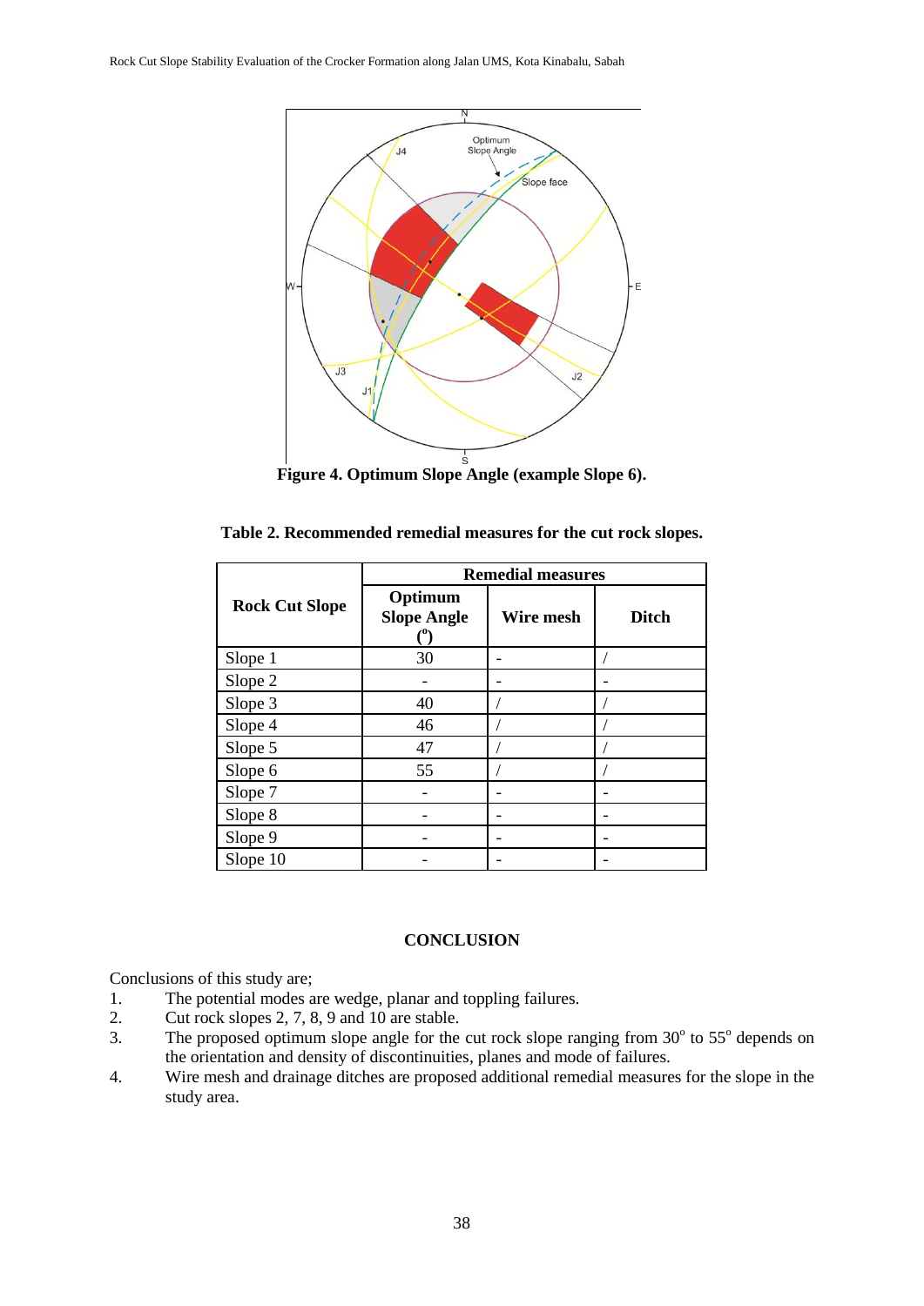Figure 4. Optimum Slope Angle (example Slope 6).

**Table 2. Recommended remedial measures for the cut rock slopes.**

| Rock Cut Slope | Remedial measures | | |
|---|---|---|---|
| | Optimum Slope Angle (°) | Wire mesh | Ditch |
| Slope 1 | 30 | - | / |
| Slope 2 | - | - | - |
| Slope 3 | 40 | / | / |
| Slope 4 | 46 | / | / |
| Slope 5 | 47 | / | / |
| Slope 6 | 55 | / | / |
| Slope 7 | - | - | - |
| Slope 8 | - | - | - |
| Slope 9 | - | - | - |
| Slope 10 | - | - | - |

## CONCLUSION

Conclusions of this study are;

1. The potential modes are wedge, planar and toppling failures.
2. Cut rock slopes 2, 7, 8, 9 and 10 are stable.
3. The proposed optimum slope angle for the cut rock slope ranging from $30^{o}$ to $55^{o}$ depends on the orientation and density of discontinuities, planes and mode of failures.
4. Wire mesh and drainage ditches are proposed additional remedial measures for the slope in the study area.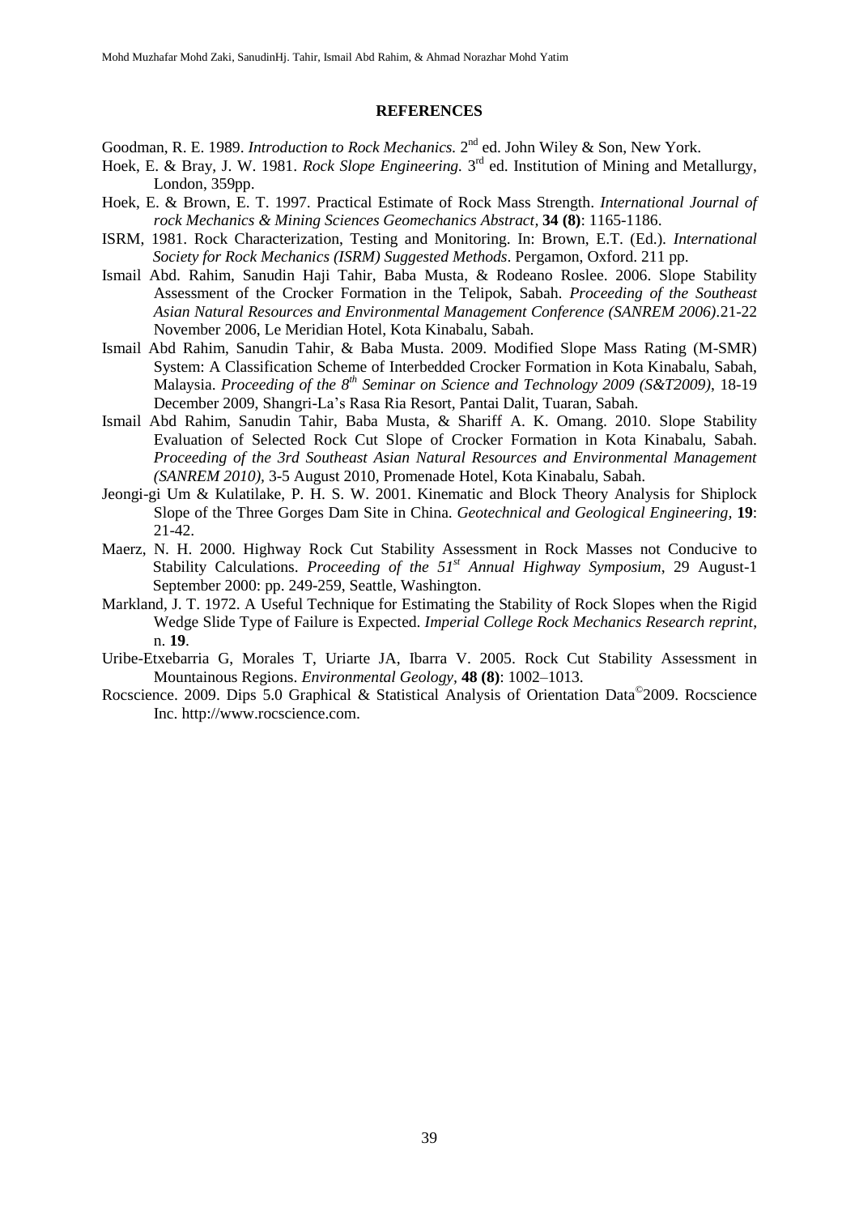## REFERENCES

Goodman, R. E. 1989. *Introduction to Rock Mechanics.* 2nd ed. John Wiley & Son, New York.

Hoek, E. & Bray, J. W. 1981. *Rock Slope Engineering.* 3rd ed. Institution of Mining and Metallurgy, London, 359pp.

Hoek, E. & Brown, E. T. 1997. Practical Estimate of Rock Mass Strength. *International Journal of rock Mechanics & Mining Sciences Geomechanics Abstract,* **34 (8)**: 1165-1186.

ISRM, 1981. Rock Characterization, Testing and Monitoring. In: Brown, E.T. (Ed.). *International Society for Rock Mechanics (ISRM) Suggested Methods*. Pergamon, Oxford. 211 pp.

Ismail Abd. Rahim, Sanudin Haji Tahir, Baba Musta, & Rodeano Roslee. 2006. Slope Stability Assessment of the Crocker Formation in the Telipok, Sabah. *Proceeding of the Southeast Asian Natural Resources and Environmental Management Conference (SANREM 2006)*.21-22 November 2006, Le Meridian Hotel, Kota Kinabalu, Sabah.

Ismail Abd Rahim, Sanudin Tahir, & Baba Musta. 2009. Modified Slope Mass Rating (M-SMR) System: A Classification Scheme of Interbedded Crocker Formation in Kota Kinabalu, Sabah, Malaysia. *Proceeding of the 8th Seminar on Science and Technology 2009 (S&T2009)*, 18-19 December 2009, Shangri-La's Rasa Ria Resort, Pantai Dalit, Tuaran, Sabah.

Ismail Abd Rahim, Sanudin Tahir, Baba Musta, & Shariff A. K. Omang. 2010. Slope Stability Evaluation of Selected Rock Cut Slope of Crocker Formation in Kota Kinabalu, Sabah. *Proceeding of the 3rd Southeast Asian Natural Resources and Environmental Management (SANREM 2010),* 3-5 August 2010, Promenade Hotel, Kota Kinabalu, Sabah.

Jeongi-gi Um & Kulatilake, P. H. S. W. 2001. Kinematic and Block Theory Analysis for Shiplock Slope of the Three Gorges Dam Site in China. *Geotechnical and Geological Engineering,* **19**: 21-42.

Maerz, N. H. 2000. Highway Rock Cut Stability Assessment in Rock Masses not Conducive to Stability Calculations. *Proceeding of the 51st Annual Highway Symposium*, 29 August-1 September 2000: pp. 249-259, Seattle, Washington.

Markland, J. T. 1972. A Useful Technique for Estimating the Stability of Rock Slopes when the Rigid Wedge Slide Type of Failure is Expected. *Imperial College Rock Mechanics Research reprint*, n. **19**.

Uribe-Etxebarria G, Morales T, Uriarte JA, Ibarra V. 2005. Rock Cut Stability Assessment in Mountainous Regions. *Environmental Geology,* **48 (8)**: 1002–1013.

Rocscience. 2009. Dips 5.0 Graphical & Statistical Analysis of Orientation Data©2009. Rocscience Inc. http://www.rocscience.com.